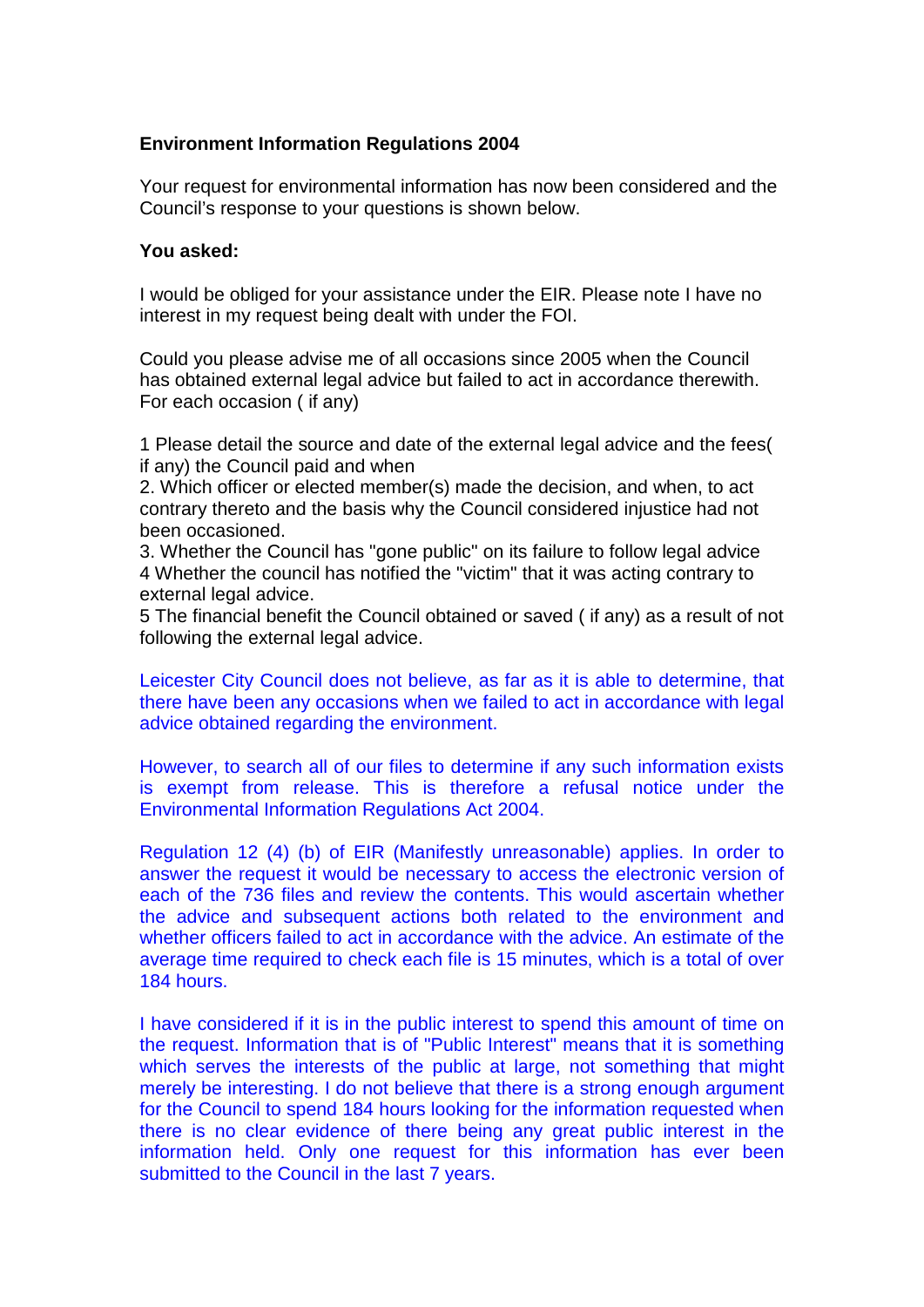**Environment Information Regulations 2004**

Your request for environmental information has now been considered and the Council's response to your questions is shown below.

**You asked:**

I would be obliged for your assistance under the EIR. Please note I have no interest in my request being dealt with under the FOI.

Could you please advise me of all occasions since 2005 when the Council has obtained external legal advice but failed to act in accordance therewith. For each occasion ( if any)

1 Please detail the source and date of the external legal advice and the fees( if any) the Council paid and when
2. Which officer or elected member(s) made the decision, and when, to act contrary thereto and the basis why the Council considered injustice had not been occasioned.
3. Whether the Council has "gone public" on its failure to follow legal advice
4 Whether the council has notified the "victim" that it was acting contrary to external legal advice.
5 The financial benefit the Council obtained or saved ( if any) as a result of not following the external legal advice.

Leicester City Council does not believe, as far as it is able to determine, that there have been any occasions when we failed to act in accordance with legal advice obtained regarding the environment.

However, to search all of our files to determine if any such information exists is exempt from release. This is therefore a refusal notice under the Environmental Information Regulations Act 2004.

Regulation 12 (4) (b) of EIR (Manifestly unreasonable) applies. In order to answer the request it would be necessary to access the electronic version of each of the 736 files and review the contents. This would ascertain whether the advice and subsequent actions both related to the environment and whether officers failed to act in accordance with the advice. An estimate of the average time required to check each file is 15 minutes, which is a total of over 184 hours.

I have considered if it is in the public interest to spend this amount of time on the request. Information that is of "Public Interest" means that it is something which serves the interests of the public at large, not something that might merely be interesting. I do not believe that there is a strong enough argument for the Council to spend 184 hours looking for the information requested when there is no clear evidence of there being any great public interest in the information held. Only one request for this information has ever been submitted to the Council in the last 7 years.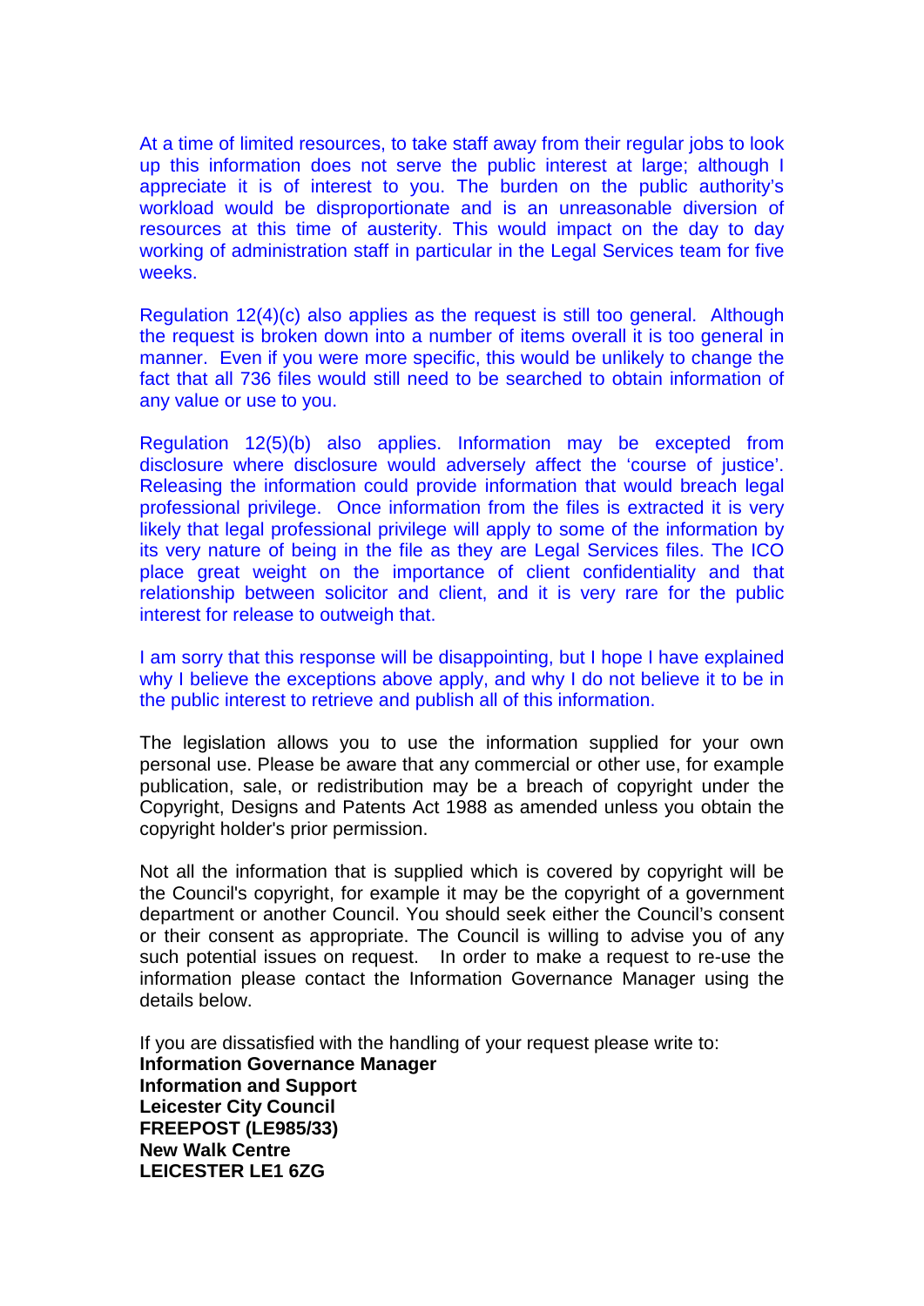At a time of limited resources, to take staff away from their regular jobs to look up this information does not serve the public interest at large; although I appreciate it is of interest to you. The burden on the public authority's workload would be disproportionate and is an unreasonable diversion of resources at this time of austerity. This would impact on the day to day working of administration staff in particular in the Legal Services team for five weeks.

Regulation 12(4)(c) also applies as the request is still too general. Although the request is broken down into a number of items overall it is too general in manner. Even if you were more specific, this would be unlikely to change the fact that all 736 files would still need to be searched to obtain information of any value or use to you.

Regulation 12(5)(b) also applies. Information may be excepted from disclosure where disclosure would adversely affect the 'course of justice'. Releasing the information could provide information that would breach legal professional privilege. Once information from the files is extracted it is very likely that legal professional privilege will apply to some of the information by its very nature of being in the file as they are Legal Services files. The ICO place great weight on the importance of client confidentiality and that relationship between solicitor and client, and it is very rare for the public interest for release to outweigh that.

I am sorry that this response will be disappointing, but I hope I have explained why I believe the exceptions above apply, and why I do not believe it to be in the public interest to retrieve and publish all of this information.

The legislation allows you to use the information supplied for your own personal use. Please be aware that any commercial or other use, for example publication, sale, or redistribution may be a breach of copyright under the Copyright, Designs and Patents Act 1988 as amended unless you obtain the copyright holder's prior permission.

Not all the information that is supplied which is covered by copyright will be the Council's copyright, for example it may be the copyright of a government department or another Council. You should seek either the Council's consent or their consent as appropriate. The Council is willing to advise you of any such potential issues on request. In order to make a request to re-use the information please contact the Information Governance Manager using the details below.

If you are dissatisfied with the handling of your request please write to:
**Information Governance Manager**
**Information and Support**
**Leicester City Council**
**FREEPOST (LE985/33)**
**New Walk Centre**
**LEICESTER LE1 6ZG**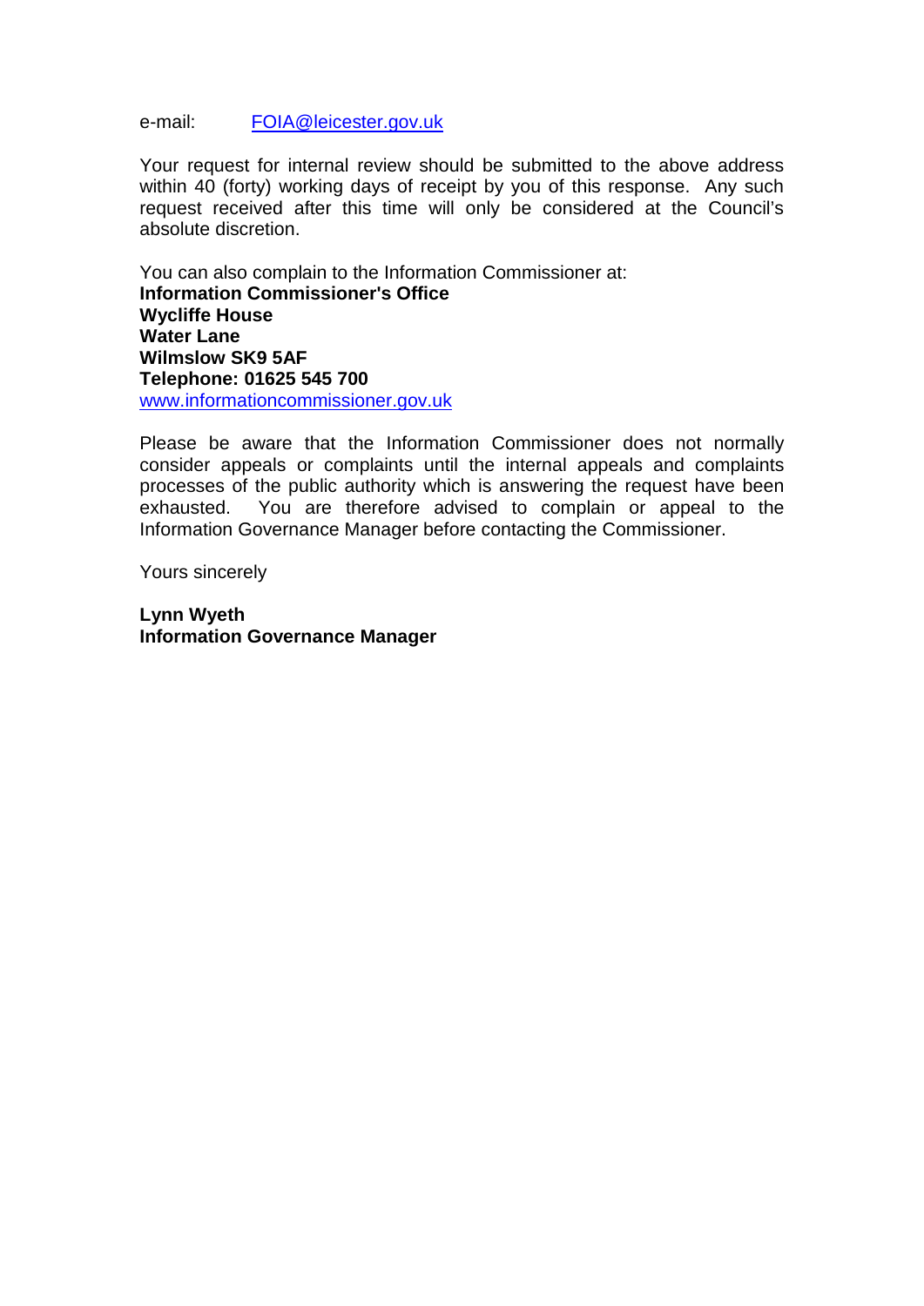e-mail: FOIA@leicester.gov.uk

Your request for internal review should be submitted to the above address within 40 (forty) working days of receipt by you of this response. Any such request received after this time will only be considered at the Council's absolute discretion.

You can also complain to the Information Commissioner at:
**Information Commissioner's Office**
**Wycliffe House**
**Water Lane**
**Wilmslow SK9 5AF**
**Telephone: 01625 545 700**
www.informationcommissioner.gov.uk

Please be aware that the Information Commissioner does not normally consider appeals or complaints until the internal appeals and complaints processes of the public authority which is answering the request have been exhausted. You are therefore advised to complain or appeal to the Information Governance Manager before contacting the Commissioner.

Yours sincerely

**Lynn Wyeth**
**Information Governance Manager**